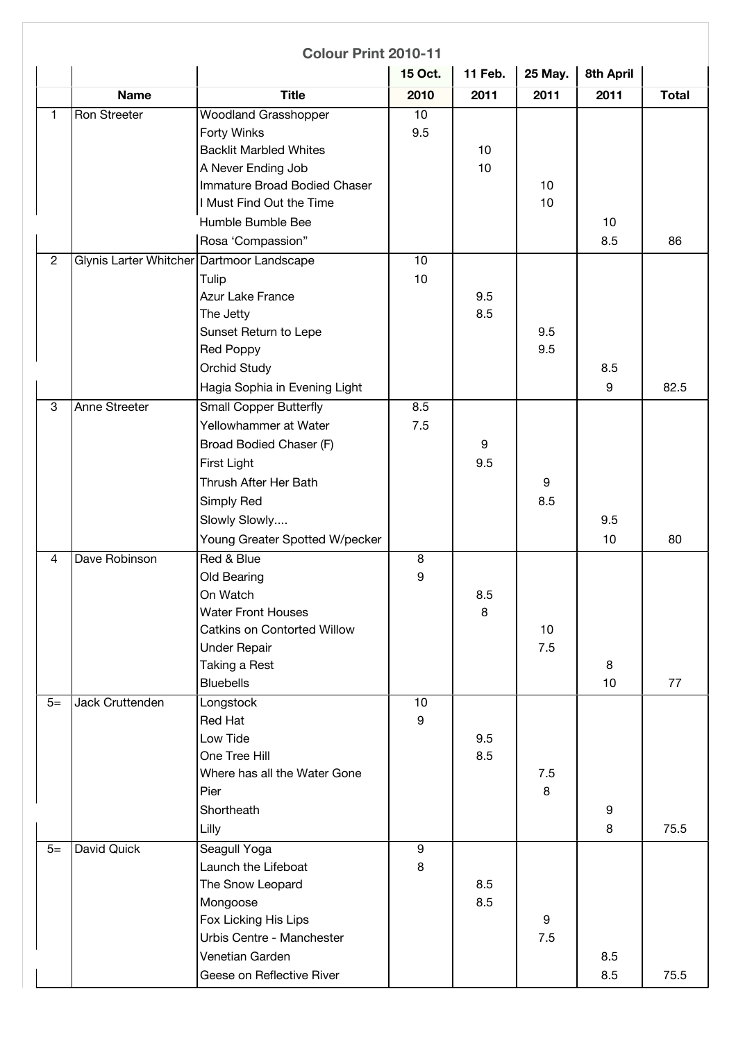# Colour Print 2010-11

| | Name | Title | 15 Oct. 2010 | 11 Feb. 2011 | 25 May. 2011 | 8th April 2011 | Total |
|---|---|---|---|---|---|---|---|
| 1 | Ron Streeter | Woodland Grasshopper | 10 | | | | |
| | | Forty Winks | 9.5 | | | | |
| | | Backlit Marbled Whites | | 10 | | | |
| | | A Never Ending Job | | 10 | | | |
| | | Immature Broad Bodied Chaser | | | 10 | | |
| | | I Must Find Out the Time | | | 10 | | |
| | | Humble Bumble Bee | | | | 10 | |
| | | Rosa 'Compassion" | | | | 8.5 | 86 |
| 2 | Glynis Larter Whitcher | Dartmoor Landscape | 10 | | | | |
| | | Tulip | 10 | | | | |
| | | Azur Lake France | | 9.5 | | | |
| | | The Jetty | | 8.5 | | | |
| | | Sunset Return to Lepe | | | 9.5 | | |
| | | Red Poppy | | | 9.5 | | |
| | | Orchid Study | | | | 8.5 | |
| | | Hagia Sophia in Evening Light | | | | 9 | 82.5 |
| 3 | Anne Streeter | Small Copper Butterfly | 8.5 | | | | |
| | | Yellowhammer at Water | 7.5 | | | | |
| | | Broad Bodied Chaser (F) | | 9 | | | |
| | | First Light | | 9.5 | | | |
| | | Thrush After Her Bath | | | 9 | | |
| | | Simply Red | | | 8.5 | | |
| | | Slowly Slowly.... | | | | 9.5 | |
| | | Young Greater Spotted W/pecker | | | | 10 | 80 |
| 4 | Dave Robinson | Red & Blue | 8 | | | | |
| | | Old Bearing | 9 | | | | |
| | | On Watch | | 8.5 | | | |
| | | Water Front Houses | | 8 | | | |
| | | Catkins on Contorted Willow | | | 10 | | |
| | | Under Repair | | | 7.5 | | |
| | | Taking a Rest | | | | 8 | |
| | | Bluebells | | | | 10 | 77 |
| 5= | Jack Cruttenden | Longstock | 10 | | | | |
| | | Red Hat | 9 | | | | |
| | | Low Tide | | 9.5 | | | |
| | | One Tree Hill | | 8.5 | | | |
| | | Where has all the Water Gone | | | 7.5 | | |
| | | Pier | | | 8 | | |
| | | Shortheath | | | | 9 | |
| | | Lilly | | | | 8 | 75.5 |
| 5= | David Quick | Seagull Yoga | 9 | | | | |
| | | Launch the Lifeboat | 8 | | | | |
| | | The Snow Leopard | | 8.5 | | | |
| | | Mongoose | | 8.5 | | | |
| | | Fox Licking His Lips | | | 9 | | |
| | | Urbis Centre - Manchester | | | 7.5 | | |
| | | Venetian Garden | | | | 8.5 | |
| | | Geese on Reflective River | | | | 8.5 | 75.5 |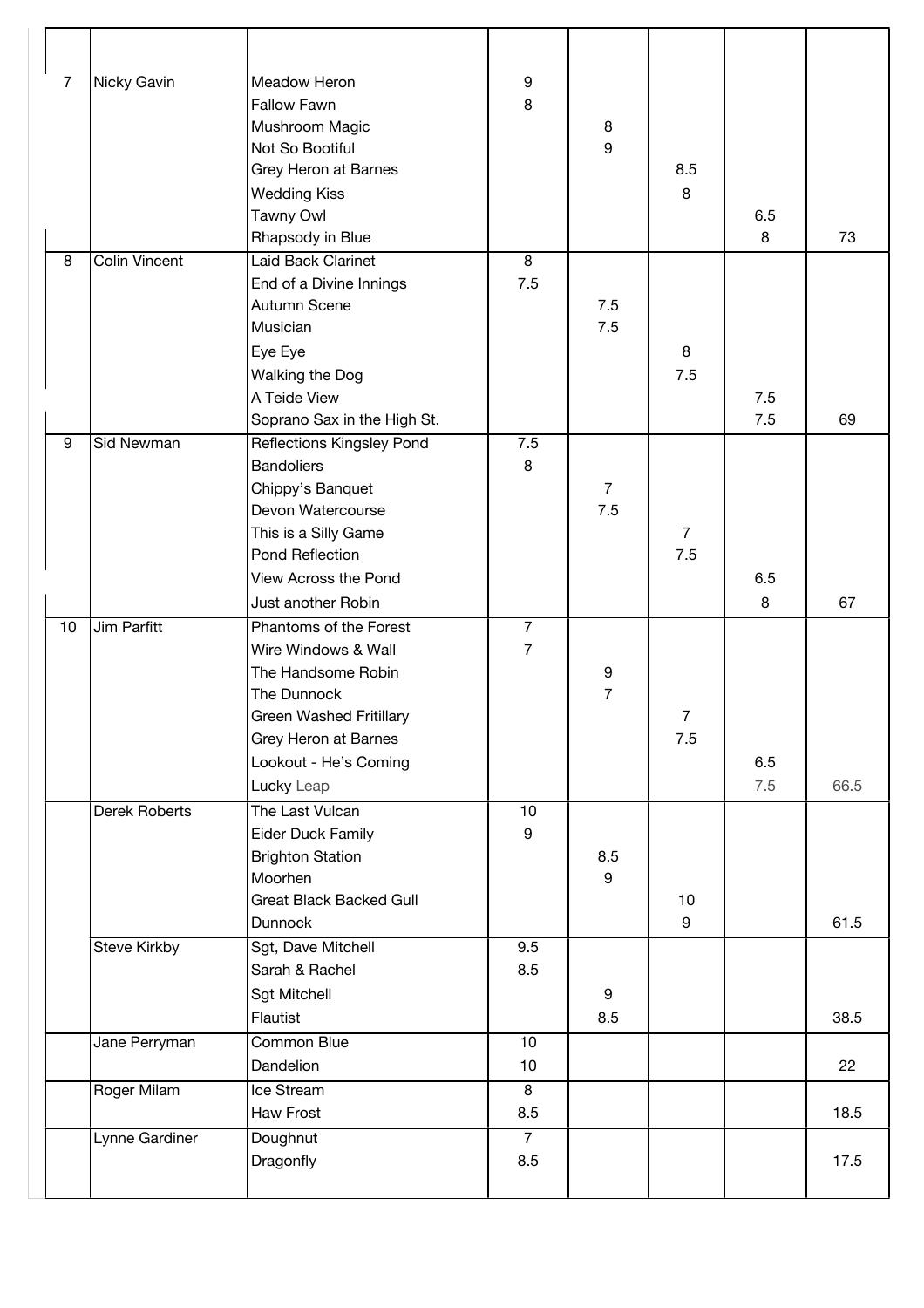| | | | | | | | |
|---|---|---|---|---|---|---|---|
| 7 | Nicky Gavin | Meadow Heron | 9 | | | | |
| | | Fallow Fawn | 8 | | | | |
| | | Mushroom Magic | | 8 | | | |
| | | Not So Bootiful | | 9 | | | |
| | | Grey Heron at Barnes | | | 8.5 | | |
| | | Wedding Kiss | | | 8 | | |
| | | Tawny Owl | | | | 6.5 | |
| | | Rhapsody in Blue | | | | 8 | 73 |
| 8 | Colin Vincent | Laid Back Clarinet | 8 | | | | |
| | | End of a Divine Innings | 7.5 | | | | |
| | | Autumn Scene | | 7.5 | | | |
| | | Musician | | 7.5 | | | |
| | | Eye Eye | | | 8 | | |
| | | Walking the Dog | | | 7.5 | | |
| | | A Teide View | | | | 7.5 | |
| | | Soprano Sax in the High St. | | | | 7.5 | 69 |
| 9 | Sid Newman | Reflections Kingsley Pond | 7.5 | | | | |
| | | Bandoliers | 8 | | | | |
| | | Chippy's Banquet | | 7 | | | |
| | | Devon Watercourse | | 7.5 | | | |
| | | This is a Silly Game | | | 7 | | |
| | | Pond Reflection | | | 7.5 | | |
| | | View Across the Pond | | | | 6.5 | |
| | | Just another Robin | | | | 8 | 67 |
| 10 | Jim Parfitt | Phantoms of the Forest | 7 | | | | |
| | | Wire Windows & Wall | 7 | | | | |
| | | The Handsome Robin | | 9 | | | |
| | | The Dunnock | | 7 | | | |
| | | Green Washed Fritillary | | | 7 | | |
| | | Grey Heron at Barnes | | | 7.5 | | |
| | | Lookout - He's Coming | | | | 6.5 | |
| | | Lucky Leap | | | | 7.5 | 66.5 |
| | Derek Roberts | The Last Vulcan | 10 | | | | |
| | | Eider Duck Family | 9 | | | | |
| | | Brighton Station | | 8.5 | | | |
| | | Moorhen | | 9 | | | |
| | | Great Black Backed Gull | | | 10 | | |
| | | Dunnock | | | 9 | | 61.5 |
| | Steve Kirkby | Sgt, Dave Mitchell | 9.5 | | | | |
| | | Sarah & Rachel | 8.5 | | | | |
| | | Sgt Mitchell | | 9 | | | |
| | | Flautist | | 8.5 | | | 38.5 |
| | Jane Perryman | Common Blue | 10 | | | | |
| | | Dandelion | 10 | | | | 22 |
| | Roger Milam | Ice Stream | 8 | | | | |
| | | Haw Frost | 8.5 | | | | 18.5 |
| | Lynne Gardiner | Doughnut | 7 | | | | |
| | | Dragonfly | 8.5 | | | | 17.5 |